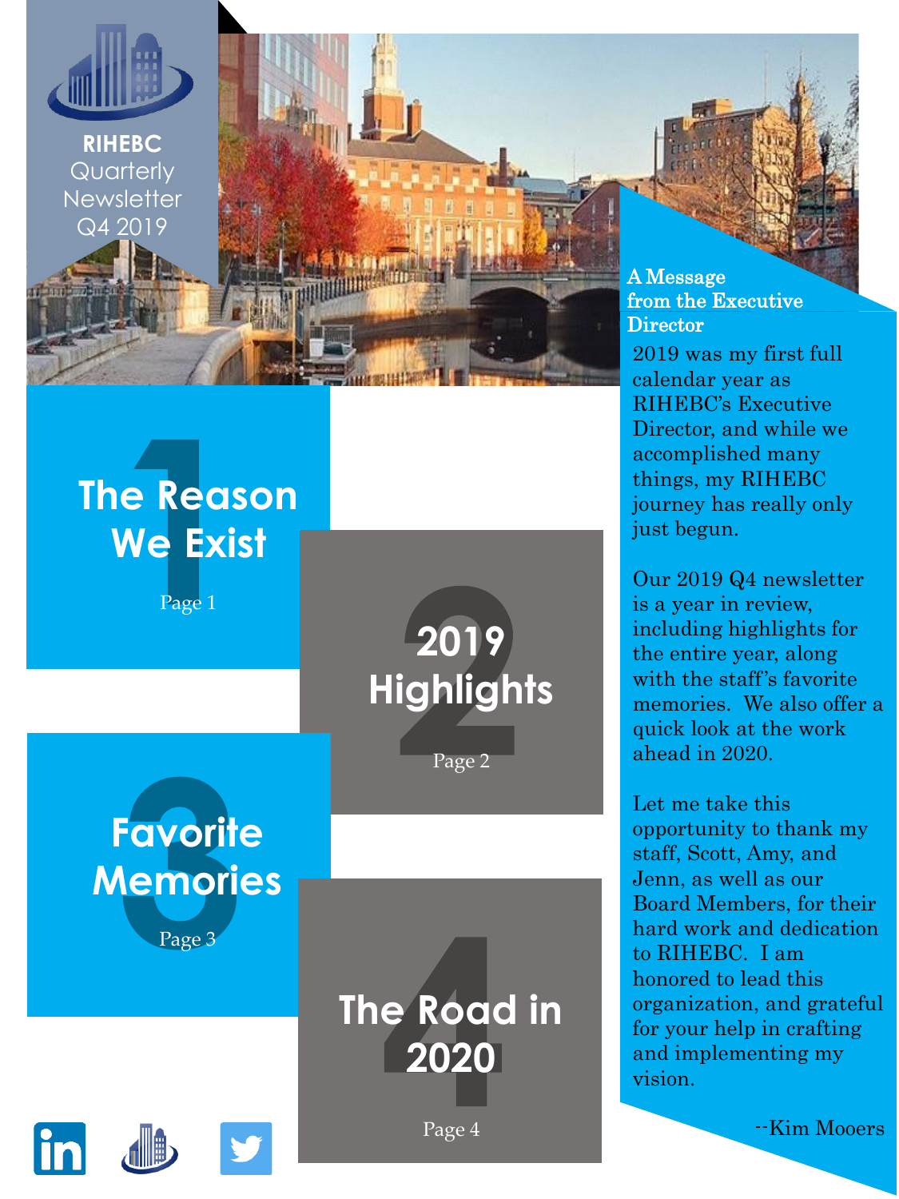# RIHEBC Quarterly Newsletter Q4 2019

## 1 The Reason We Exist

Page 1

## 2 2019 Highlights

Page 2

## 3 Favorite Memories

Page 3

## 4 The Road in 2020

Page 4

### A Message from the Executive Director

2019 was my first full calendar year as RIHEBC's Executive Director, and while we accomplished many things, my RIHEBC journey has really only just begun.

Our 2019 Q4 newsletter is a year in review, including highlights for the entire year, along with the staff's favorite memories. We also offer a quick look at the work ahead in 2020.

Let me take this opportunity to thank my staff, Scott, Amy, and Jenn, as well as our Board Members, for their hard work and dedication to RIHEBC. I am honored to lead this organization, and grateful for your help in crafting and implementing my vision.

--Kim Mooers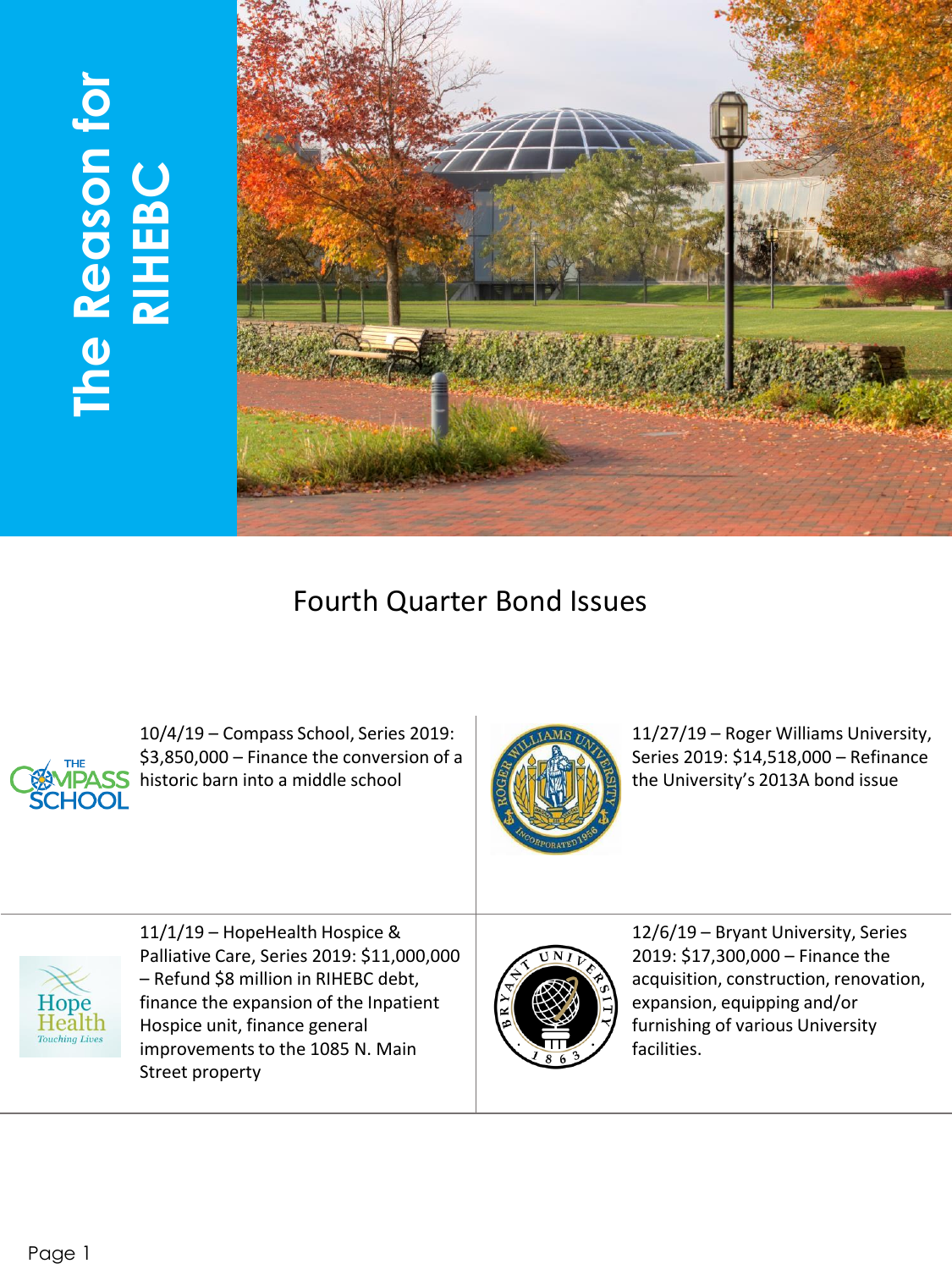# The Reason for RIHEBC

## Fourth Quarter Bond Issues

10/4/19 – Compass School, Series 2019: $3,850,000 – Finance the conversion of a historic barn into a middle school

11/27/19 – Roger Williams University, Series 2019: $14,518,000 – Refinance the University's 2013A bond issue

11/1/19 – HopeHealth Hospice & Palliative Care, Series 2019: $11,000,000 – Refund $8 million in RIHEBC debt, finance the expansion of the Inpatient Hospice unit, finance general improvements to the 1085 N. Main Street property

12/6/19 – Bryant University, Series 2019: $17,300,000 – Finance the acquisition, construction, renovation, expansion, equipping and/or furnishing of various University facilities.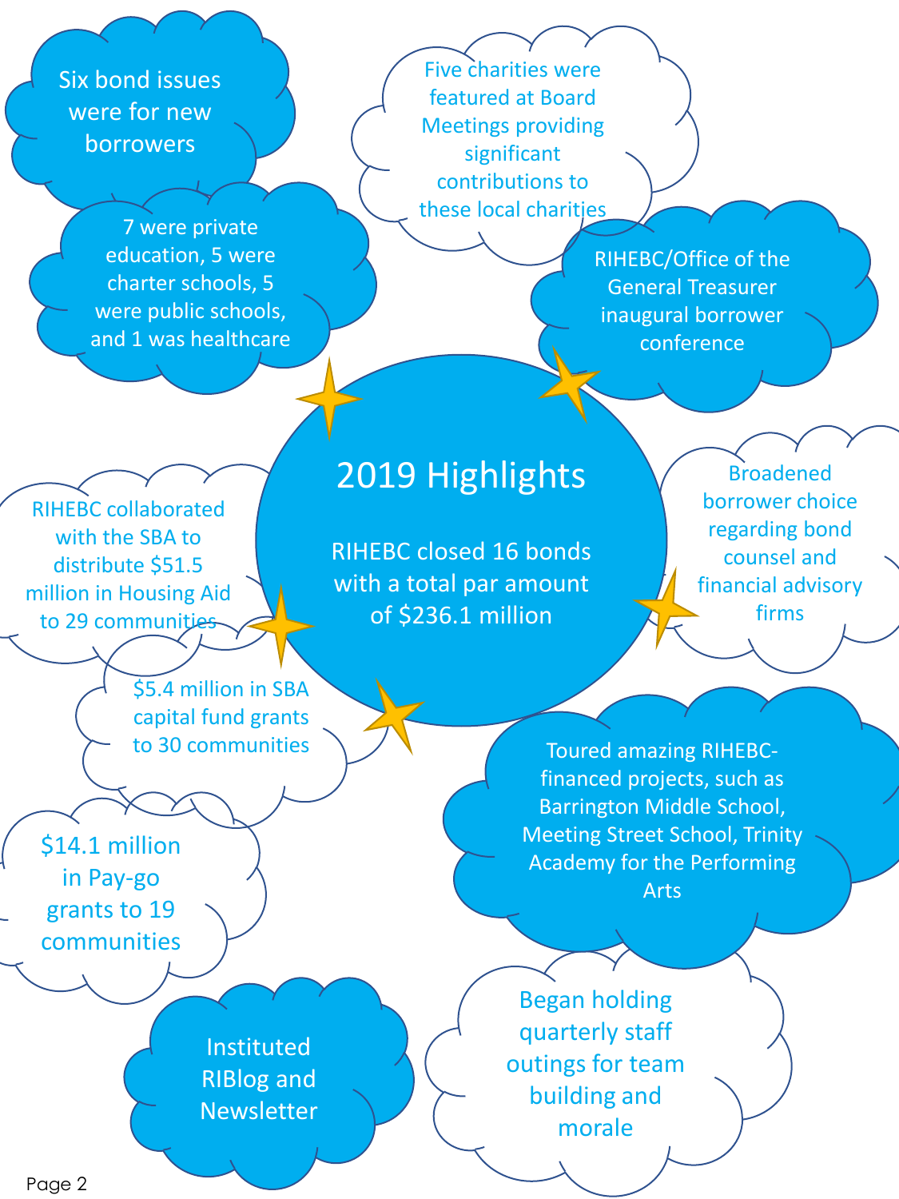# 2019 Highlights

RIHEBC closed 16 bonds with a total par amount of $236.1 million

- Six bond issues were for new borrowers
- 7 were private education, 5 were charter schools, 5 were public schools, and 1 was healthcare
- Five charities were featured at Board Meetings providing significant contributions to these local charities
- RIHEBC/Office of the General Treasurer inaugural borrower conference
- Broadened borrower choice regarding bond counsel and financial advisory firms
- RIHEBC collaborated with the SBA to distribute $51.5 million in Housing Aid to 29 communities
- $5.4 million in SBA capital fund grants to 30 communities
- $14.1 million in Pay-go grants to 19 communities
- Toured amazing RIHEBC-financed projects, such as Barrington Middle School, Meeting Street School, Trinity Academy for the Performing Arts
- Instituted RIBlog and Newsletter
- Began holding quarterly staff outings for team building and morale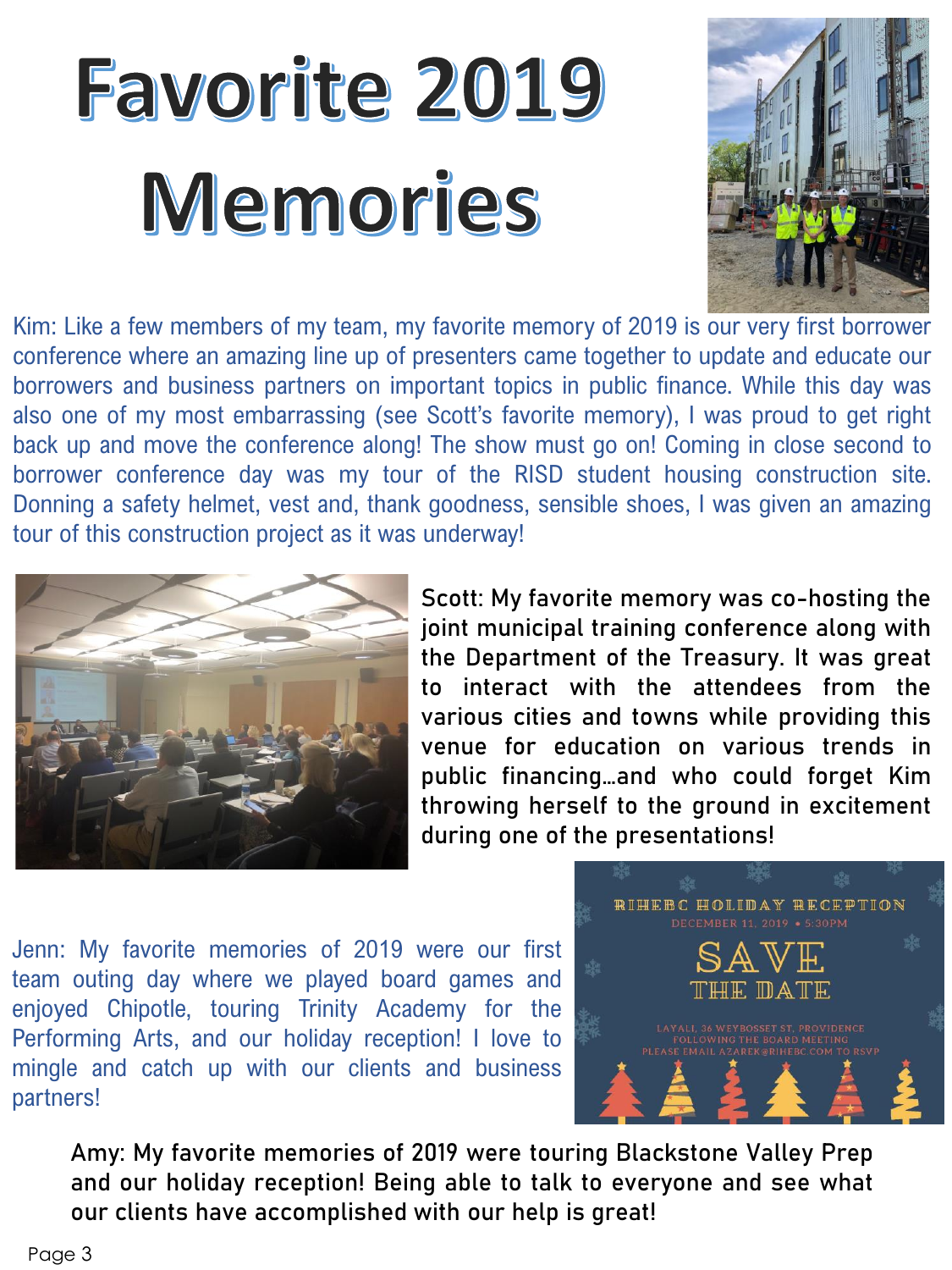# Favorite 2019 Memories

Kim: Like a few members of my team, my favorite memory of 2019 is our very first borrower conference where an amazing line up of presenters came together to update and educate our borrowers and business partners on important topics in public finance. While this day was also one of my most embarrassing (see Scott's favorite memory), I was proud to get right back up and move the conference along! The show must go on! Coming in close second to borrower conference day was my tour of the RISD student housing construction site. Donning a safety helmet, vest and, thank goodness, sensible shoes, I was given an amazing tour of this construction project as it was underway!

Scott: My favorite memory was co-hosting the joint municipal training conference along with the Department of the Treasury. It was great to interact with the attendees from the various cities and towns while providing this venue for education on various trends in public financing…and who could forget Kim throwing herself to the ground in excitement during one of the presentations!

Jenn: My favorite memories of 2019 were our first team outing day where we played board games and enjoyed Chipotle, touring Trinity Academy for the Performing Arts, and our holiday reception! I love to mingle and catch up with our clients and business partners!

RIHEBC HOLIDAY RECEPTION
DECEMBER 11, 2019 • 5:30PM

SAVE THE DATE

LAYALI, 36 WEYBOSSET ST, PROVIDENCE
FOLLOWING THE BOARD MEETING
PLEASE EMAIL AZAREK@RIHEBC.COM TO RSVP

Amy: My favorite memories of 2019 were touring Blackstone Valley Prep and our holiday reception! Being able to talk to everyone and see what our clients have accomplished with our help is great!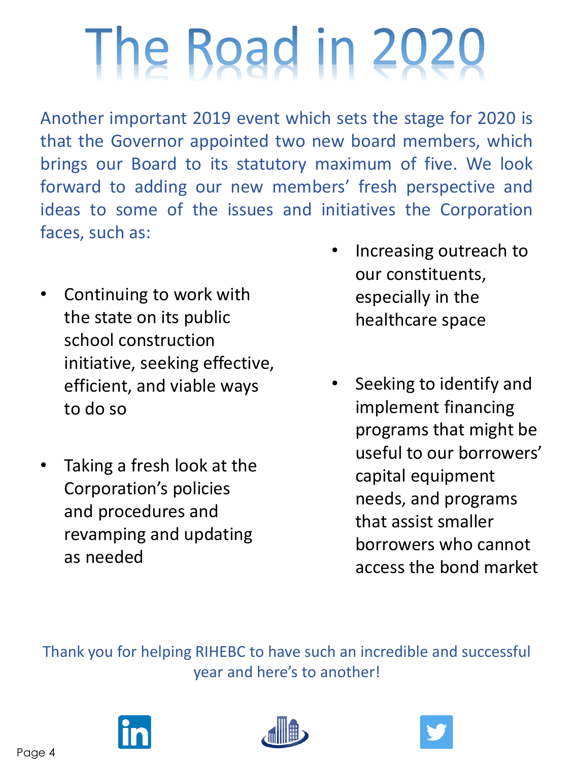# The Road in 2020

Another important 2019 event which sets the stage for 2020 is that the Governor appointed two new board members, which brings our Board to its statutory maximum of five. We look forward to adding our new members' fresh perspective and ideas to some of the issues and initiatives the Corporation faces, such as:

- Continuing to work with the state on its public school construction initiative, seeking effective, efficient, and viable ways to do so
- Taking a fresh look at the Corporation's policies and procedures and revamping and updating as needed
- Increasing outreach to our constituents, especially in the healthcare space
- Seeking to identify and implement financing programs that might be useful to our borrowers' capital equipment needs, and programs that assist smaller borrowers who cannot access the bond market

Thank you for helping RIHEBC to have such an incredible and successful year and here's to another!